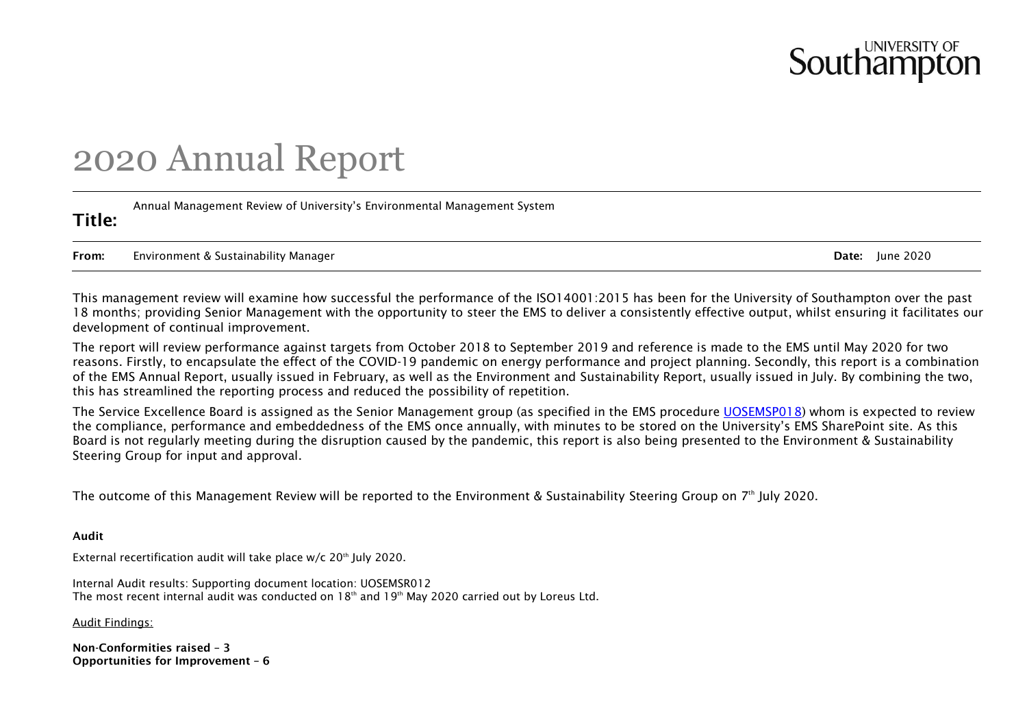# 2020 Annual Report

**Title:** Annual Management Review of University's Environmental Management System

**From:** Environment & Sustainability Manager **Date:** June 2020

This management review will examine how successful the performance of the ISO14001:2015 has been for the University of Southampton over the past 18 months; providing Senior Management with the opportunity to steer the EMS to deliver a consistently effective output, whilst ensuring it facilitates our development of continual improvement.

The report will review performance against targets from October 2018 to September 2019 and reference is made to the EMS until May 2020 for two reasons. Firstly, to encapsulate the effect of the COVID-19 pandemic on energy performance and project planning. Secondly, this report is a combination of the EMS Annual Report, usually issued in February, as well as the Environment and Sustainability Report, usually issued in July. By combining the two, this has streamlined the reporting process and reduced the possibility of repetition.

The Service Excellence Board is assigned as the Senior Management group (as specified in the EMS procedure UOSEMSP018) whom is expected to review the compliance, performance and embeddedness of the EMS once annually, with minutes to be stored on the University's EMS SharePoint site. As this Board is not regularly meeting during the disruption caused by the pandemic, this report is also being presented to the Environment & Sustainability Steering Group for input and approval.

The outcome of this Management Review will be reported to the Environment & Sustainability Steering Group on 7th July 2020.

**Audit**

External recertification audit will take place w/c 20th July 2020.

Internal Audit results: Supporting document location: UOSEMSR012
The most recent internal audit was conducted on 18th and 19th May 2020 carried out by Loreus Ltd.

Audit Findings:

**Non-Conformities raised – 3**
**Opportunities for Improvement – 6**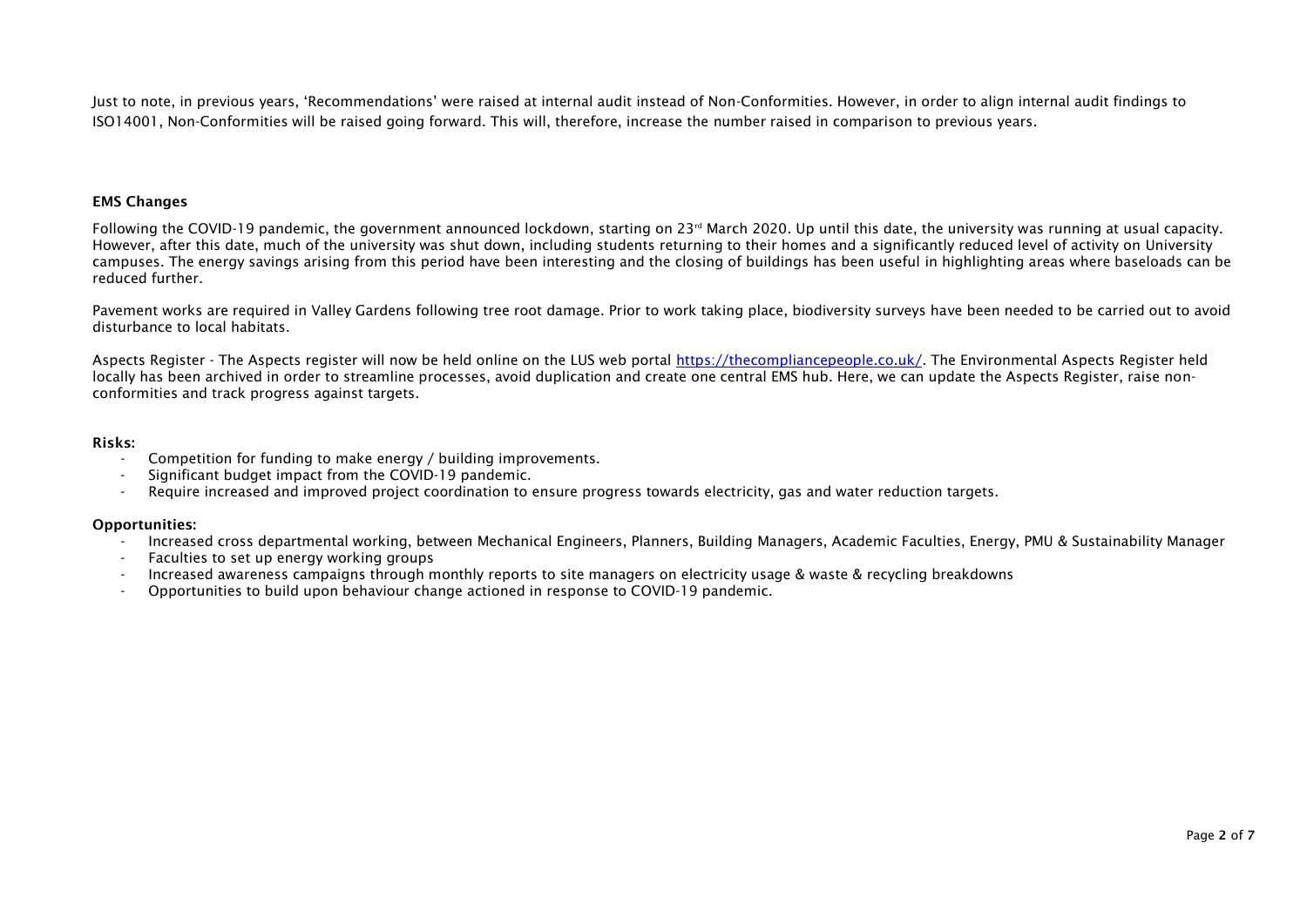Just to note, in previous years, 'Recommendations' were raised at internal audit instead of Non-Conformities. However, in order to align internal audit findings to ISO14001, Non-Conformities will be raised going forward. This will, therefore, increase the number raised in comparison to previous years.

**EMS Changes**

Following the COVID-19 pandemic, the government announced lockdown, starting on 23rd March 2020. Up until this date, the university was running at usual capacity. However, after this date, much of the university was shut down, including students returning to their homes and a significantly reduced level of activity on University campuses. The energy savings arising from this period have been interesting and the closing of buildings has been useful in highlighting areas where baseloads can be reduced further.

Pavement works are required in Valley Gardens following tree root damage. Prior to work taking place, biodiversity surveys have been needed to be carried out to avoid disturbance to local habitats.

Aspects Register - The Aspects register will now be held online on the LUS web portal [https://thecompliancepeople.co.uk/](https://thecompliancepeople.co.uk/). The Environmental Aspects Register held locally has been archived in order to streamline processes, avoid duplication and create one central EMS hub. Here, we can update the Aspects Register, raise non-conformities and track progress against targets.

**Risks:**

- Competition for funding to make energy / building improvements.
- Significant budget impact from the COVID-19 pandemic.
- Require increased and improved project coordination to ensure progress towards electricity, gas and water reduction targets.

**Opportunities:**

- Increased cross departmental working, between Mechanical Engineers, Planners, Building Managers, Academic Faculties, Energy, PMU & Sustainability Manager
- Faculties to set up energy working groups
- Increased awareness campaigns through monthly reports to site managers on electricity usage & waste & recycling breakdowns
- Opportunities to build upon behaviour change actioned in response to COVID-19 pandemic.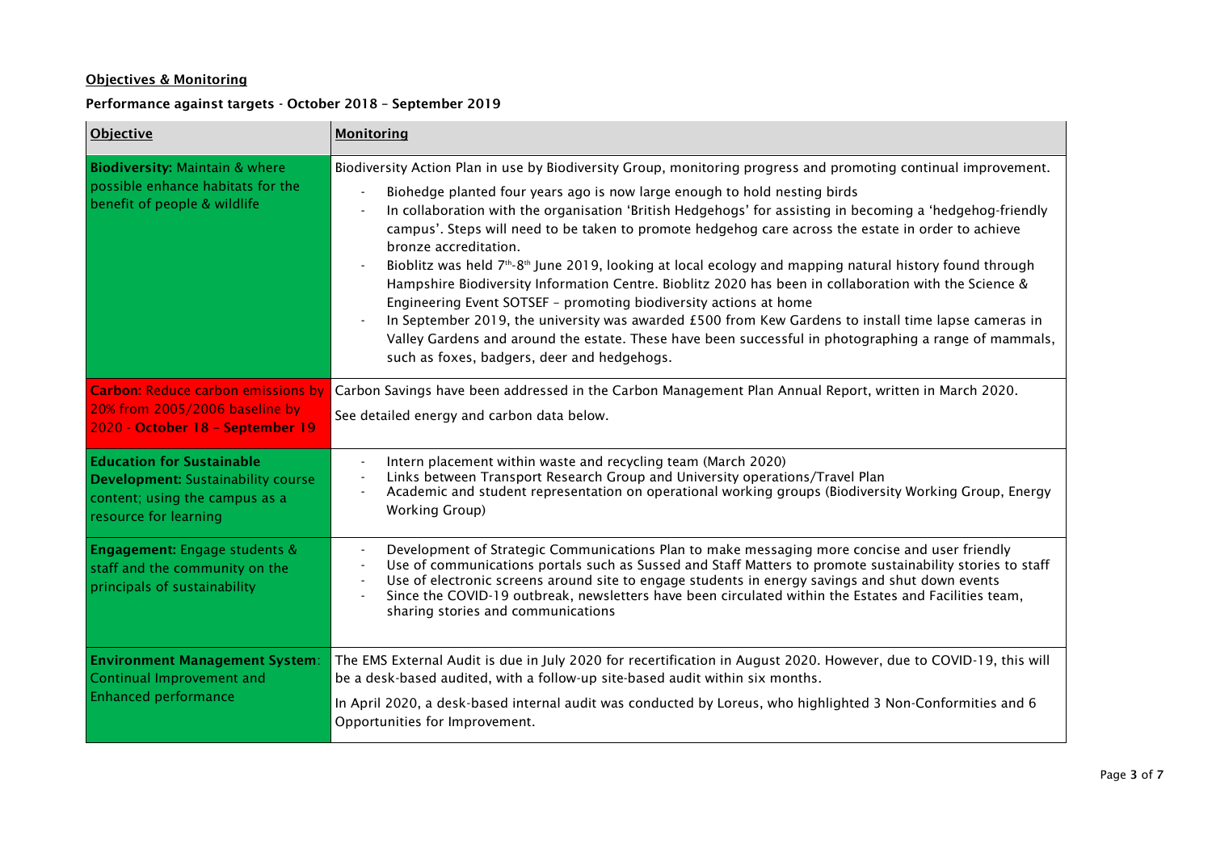**Objectives & Monitoring**

**Performance against targets - October 2018 – September 2019**

| **Objective** | **Monitoring** |
|---|---|
| **Biodiversity:** Maintain & where possible enhance habitats for the benefit of people & wildlife | Biodiversity Action Plan in use by Biodiversity Group, monitoring progress and promoting continual improvement.<br>- Biohedge planted four years ago is now large enough to hold nesting birds<br>- In collaboration with the organisation 'British Hedgehogs' for assisting in becoming a 'hedgehog-friendly campus'. Steps will need to be taken to promote hedgehog care across the estate in order to achieve bronze accreditation.<br>- Bioblitz was held 7th-8th June 2019, looking at local ecology and mapping natural history found through Hampshire Biodiversity Information Centre. Bioblitz 2020 has been in collaboration with the Science & Engineering Event SOTSEF – promoting biodiversity actions at home<br>- In September 2019, the university was awarded £500 from Kew Gardens to install time lapse cameras in Valley Gardens and around the estate. These have been successful in photographing a range of mammals, such as foxes, badgers, deer and hedgehogs. |
| **Carbon:** Reduce carbon emissions by 20% from 2005/2006 baseline by 2020 - **October 18 – September 19** | Carbon Savings have been addressed in the Carbon Management Plan Annual Report, written in March 2020.<br>See detailed energy and carbon data below. |
| **Education for Sustainable Development:** Sustainability course content; using the campus as a resource for learning | - Intern placement within waste and recycling team (March 2020)<br>- Links between Transport Research Group and University operations/Travel Plan<br>- Academic and student representation on operational working groups (Biodiversity Working Group, Energy Working Group) |
| **Engagement:** Engage students & staff and the community on the principals of sustainability | - Development of Strategic Communications Plan to make messaging more concise and user friendly<br>- Use of communications portals such as Sussed and Staff Matters to promote sustainability stories to staff<br>- Use of electronic screens around site to engage students in energy savings and shut down events<br>- Since the COVID-19 outbreak, newsletters have been circulated within the Estates and Facilities team, sharing stories and communications |
| **Environment Management System**: Continual Improvement and Enhanced performance | The EMS External Audit is due in July 2020 for recertification in August 2020. However, due to COVID-19, this will be a desk-based audited, with a follow-up site-based audit within six months.<br>In April 2020, a desk-based internal audit was conducted by Loreus, who highlighted 3 Non-Conformities and 6 Opportunities for Improvement. |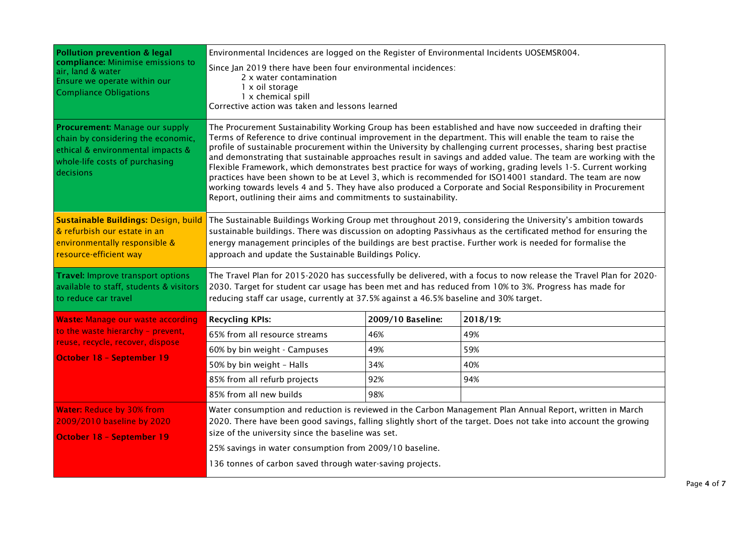| | | | |
|---|---|---|---|
| **Pollution prevention & legal compliance:** Minimise emissions to air, land & water<br>Ensure we operate within our Compliance Obligations | Environmental Incidences are logged on the Register of Environmental Incidents UOSEMSR004.<br>Since Jan 2019 there have been four environmental incidences:<br>2 x water contamination<br>1 x oil storage<br>1 x chemical spill<br>Corrective action was taken and lessons learned | | |
| **Procurement:** Manage our supply chain by considering the economic, ethical & environmental impacts & whole-life costs of purchasing decisions | The Procurement Sustainability Working Group has been established and have now succeeded in drafting their Terms of Reference to drive continual improvement in the department. This will enable the team to raise the profile of sustainable procurement within the University by challenging current processes, sharing best practise and demonstrating that sustainable approaches result in savings and added value. The team are working with the Flexible Framework, which demonstrates best practice for ways of working, grading levels 1-5. Current working practices have been shown to be at Level 3, which is recommended for ISO14001 standard. The team are now working towards levels 4 and 5. They have also produced a Corporate and Social Responsibility in Procurement Report, outlining their aims and commitments to sustainability. | | |
| **Sustainable Buildings:** Design, build & refurbish our estate in an environmentally responsible & resource-efficient way | The Sustainable Buildings Working Group met throughout 2019, considering the University's ambition towards sustainable buildings. There was discussion on adopting Passivhaus as the certificated method for ensuring the energy management principles of the buildings are best practise. Further work is needed for formalise the approach and update the Sustainable Buildings Policy. | | |
| **Travel:** Improve transport options available to staff, students & visitors to reduce car travel | The Travel Plan for 2015-2020 has successfully be delivered, with a focus to now release the Travel Plan for 2020-2030. Target for student car usage has been met and has reduced from 10% to 3%. Progress has made for reducing staff car usage, currently at 37.5% against a 46.5% baseline and 30% target. | | |
| **Waste:** Manage our waste according to the waste hierarchy - prevent, reuse, recycle, recover, dispose<br>**October 18 – September 19** | **Recycling KPIs:** | **2009/10 Baseline:** | **2018/19:** |
| | 65% from all resource streams | 46% | 49% |
| | 60% by bin weight - Campuses | 49% | 59% |
| | 50% by bin weight – Halls | 34% | 40% |
| | 85% from all refurb projects | 92% | 94% |
| | 85% from all new builds | 98% | |
| **Water:** Reduce by 30% from 2009/2010 baseline by 2020<br>**October 18 – September 19** | Water consumption and reduction is reviewed in the Carbon Management Plan Annual Report, written in March 2020. There have been good savings, falling slightly short of the target. Does not take into account the growing size of the university since the baseline was set.<br>25% savings in water consumption from 2009/10 baseline.<br>136 tonnes of carbon saved through water-saving projects. | | |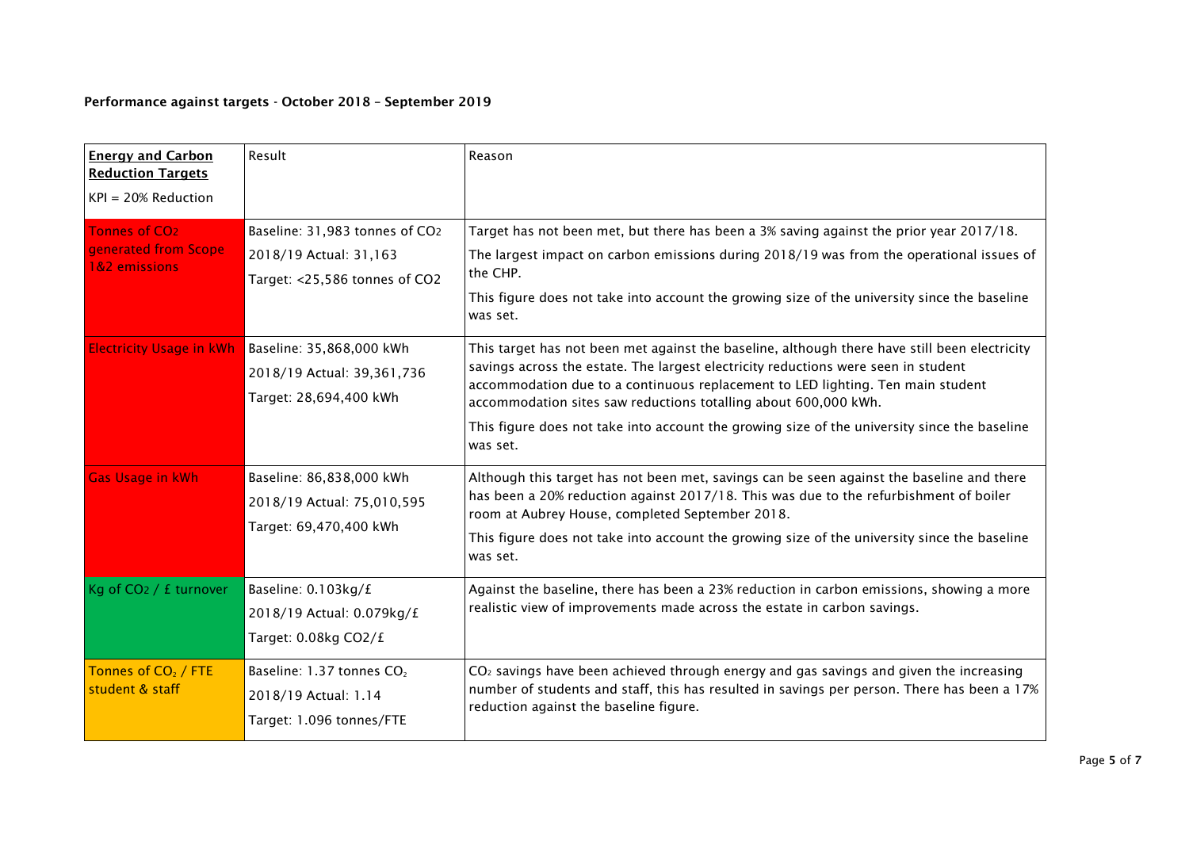**Performance against targets - October 2018 – September 2019**

| **Energy and Carbon Reduction Targets**<br>KPI = 20% Reduction | Result | Reason |
|---|---|---|
| Tonnes of $CO_2$ generated from Scope 1&2 emissions | Baseline: 31,983 tonnes of $CO_2$<br>2018/19 Actual: 31,163<br>Target: <25,586 tonnes of CO2 | Target has not been met, but there has been a 3% saving against the prior year 2017/18.<br>The largest impact on carbon emissions during 2018/19 was from the operational issues of the CHP.<br>This figure does not take into account the growing size of the university since the baseline was set. |
| Electricity Usage in kWh | Baseline: 35,868,000 kWh<br>2018/19 Actual: 39,361,736<br>Target: 28,694,400 kWh | This target has not been met against the baseline, although there have still been electricity savings across the estate. The largest electricity reductions were seen in student accommodation due to a continuous replacement to LED lighting. Ten main student accommodation sites saw reductions totalling about 600,000 kWh.<br>This figure does not take into account the growing size of the university since the baseline was set. |
| Gas Usage in kWh | Baseline: 86,838,000 kWh<br>2018/19 Actual: 75,010,595<br>Target: 69,470,400 kWh | Although this target has not been met, savings can be seen against the baseline and there has been a 20% reduction against 2017/18. This was due to the refurbishment of boiler room at Aubrey House, completed September 2018.<br>This figure does not take into account the growing size of the university since the baseline was set. |
| Kg of $CO_2$ / £ turnover | Baseline: 0.103kg/£<br>2018/19 Actual: 0.079kg/£<br>Target: 0.08kg CO2/£ | Against the baseline, there has been a 23% reduction in carbon emissions, showing a more realistic view of improvements made across the estate in carbon savings. |
| Tonnes of $CO_2$ / FTE student & staff | Baseline: 1.37 tonnes $CO_2$<br>2018/19 Actual: 1.14<br>Target: 1.096 tonnes/FTE | $CO_2$ savings have been achieved through energy and gas savings and given the increasing number of students and staff, this has resulted in savings per person. There has been a 17% reduction against the baseline figure. |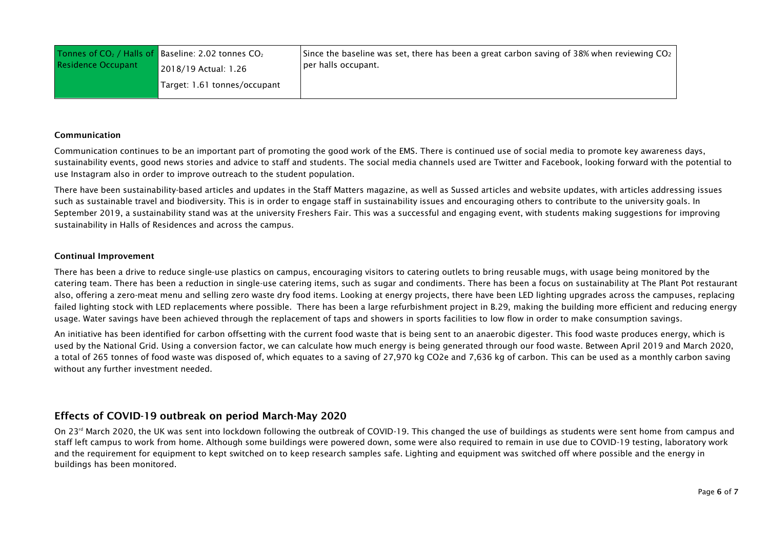| Tonnes of $CO_2$ / Halls of Residence Occupant | Baseline: 2.02 tonnes $CO_2$<br>2018/19 Actual: 1.26<br>Target: 1.61 tonnes/occupant | Since the baseline was set, there has been a great carbon saving of 38% when reviewing $CO_2$ per halls occupant. |
|---|---|---|

**Communication**

Communication continues to be an important part of promoting the good work of the EMS. There is continued use of social media to promote key awareness days, sustainability events, good news stories and advice to staff and students. The social media channels used are Twitter and Facebook, looking forward with the potential to use Instagram also in order to improve outreach to the student population.

There have been sustainability-based articles and updates in the Staff Matters magazine, as well as Sussed articles and website updates, with articles addressing issues such as sustainable travel and biodiversity. This is in order to engage staff in sustainability issues and encouraging others to contribute to the university goals. In September 2019, a sustainability stand was at the university Freshers Fair. This was a successful and engaging event, with students making suggestions for improving sustainability in Halls of Residences and across the campus.

**Continual Improvement**

There has been a drive to reduce single-use plastics on campus, encouraging visitors to catering outlets to bring reusable mugs, with usage being monitored by the catering team. There has been a reduction in single-use catering items, such as sugar and condiments. There has been a focus on sustainability at The Plant Pot restaurant also, offering a zero-meat menu and selling zero waste dry food items. Looking at energy projects, there have been LED lighting upgrades across the campuses, replacing failed lighting stock with LED replacements where possible. There has been a large refurbishment project in B.29, making the building more efficient and reducing energy usage. Water savings have been achieved through the replacement of taps and showers in sports facilities to low flow in order to make consumption savings.

An initiative has been identified for carbon offsetting with the current food waste that is being sent to an anaerobic digester. This food waste produces energy, which is used by the National Grid. Using a conversion factor, we can calculate how much energy is being generated through our food waste. Between April 2019 and March 2020, a total of 265 tonnes of food waste was disposed of, which equates to a saving of 27,970 kg CO2e and 7,636 kg of carbon. This can be used as a monthly carbon saving without any further investment needed.

## Effects of COVID-19 outbreak on period March-May 2020

On 23rd March 2020, the UK was sent into lockdown following the outbreak of COVID-19. This changed the use of buildings as students were sent home from campus and staff left campus to work from home. Although some buildings were powered down, some were also required to remain in use due to COVID-19 testing, laboratory work and the requirement for equipment to kept switched on to keep research samples safe. Lighting and equipment was switched off where possible and the energy in buildings has been monitored.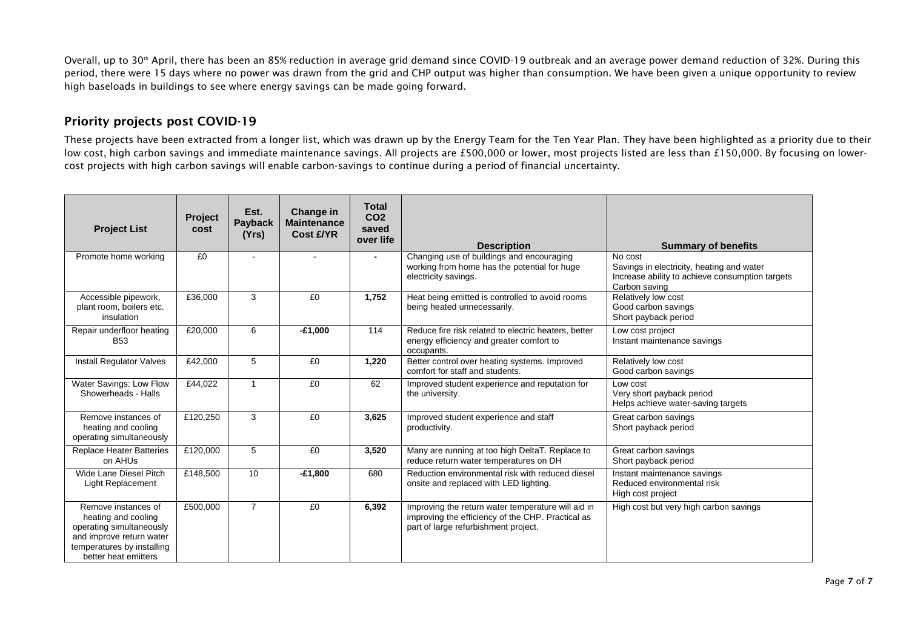Overall, up to 30th April, there has been an 85% reduction in average grid demand since COVID-19 outbreak and an average power demand reduction of 32%. During this period, there were 15 days where no power was drawn from the grid and CHP output was higher than consumption. We have been given a unique opportunity to review high baseloads in buildings to see where energy savings can be made going forward.

## Priority projects post COVID-19

These projects have been extracted from a longer list, which was drawn up by the Energy Team for the Ten Year Plan. They have been highlighted as a priority due to their low cost, high carbon savings and immediate maintenance savings. All projects are £500,000 or lower, most projects listed are less than £150,000. By focusing on lower-cost projects with high carbon savings will enable carbon-savings to continue during a period of financial uncertainty.

| Project List | Project cost | Est. Payback (Yrs) | Change in Maintenance Cost £/YR | Total $CO_2$ saved over life | Description | Summary of benefits |
|---|---|---|---|---|---|---|
| Promote home working | £0 | - | - | **-** | Changing use of buildings and encouraging working from home has the potential for huge electricity savings. | No cost<br>Savings in electricity, heating and water<br>Increase ability to achieve consumption targets<br>Carbon saving |
| Accessible pipework, plant room, boilers etc. insulation | £36,000 | 3 | £0 | **1,752** | Heat being emitted is controlled to avoid rooms being heated unnecessarily. | Relatively low cost<br>Good carbon savings<br>Short payback period |
| Repair underfloor heating B53 | £20,000 | 6 | **-£1,000** | 114 | Reduce fire risk related to electric heaters, better energy efficiency and greater comfort to occupants. | Low cost project<br>Instant maintenance savings |
| Install Regulator Valves | £42,000 | 5 | £0 | **1,220** | Better control over heating systems. Improved comfort for staff and students. | Relatively low cost<br>Good carbon savings |
| Water Savings: Low Flow Showerheads - Halls | £44,022 | 1 | £0 | 62 | Improved student experience and reputation for the university. | Low cost<br>Very short payback period<br>Helps achieve water-saving targets |
| Remove instances of heating and cooling operating simultaneously | £120,250 | 3 | £0 | **3,625** | Improved student experience and staff productivity. | Great carbon savings<br>Short payback period |
| Replace Heater Batteries on AHUs | £120,000 | 5 | £0 | **3,520** | Many are running at too high DeltaT. Replace to reduce return water temperatures on DH | Great carbon savings<br>Short payback period |
| Wide Lane Diesel Pitch Light Replacement | £148,500 | 10 | **-£1,800** | 680 | Reduction environmental risk with reduced diesel onsite and replaced with LED lighting. | Instant maintenance savings<br>Reduced environmental risk<br>High cost project |
| Remove instances of heating and cooling operating simultaneously and improve return water temperatures by installing better heat emitters | £500,000 | 7 | £0 | **6,392** | Improving the return water temperature will aid in improving the efficiency of the CHP. Practical as part of large refurbishment project. | High cost but very high carbon savings |